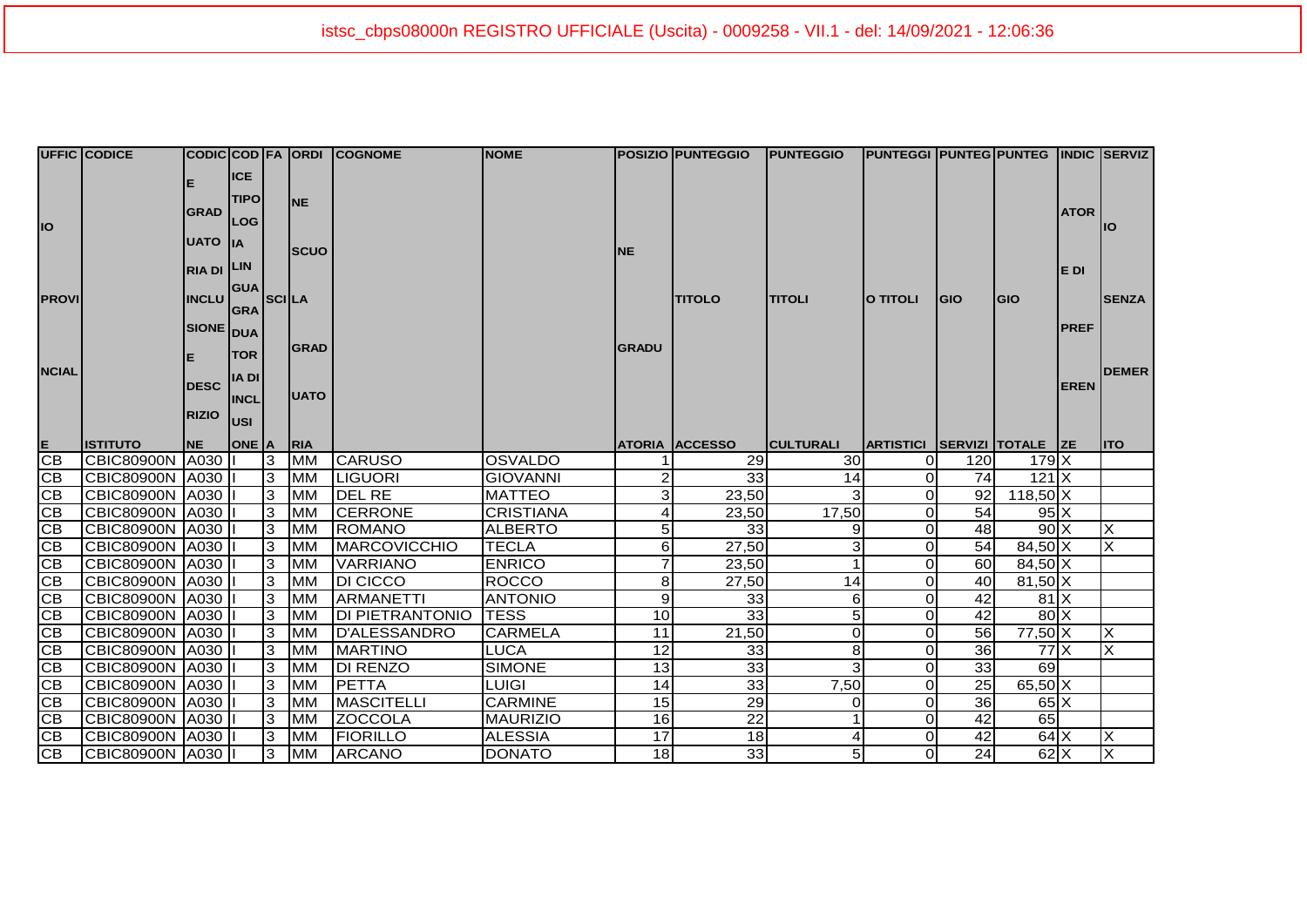istsc_cbps08000n REGISTRO UFFICIALE (Uscita) - 0009258 - VII.1 - del: 14/09/2021 - 12:06:36

| UFFICIO PROVINCIALE | CODICE ISTITUTO | CODICE GRADUATORIA DI INCLUSIONE DESCRIZIONE | CODICE TIPOLOGIA GRADUATORIA DI INCLUSIONE | FASCIA | ORDINE SCUOLA GRADUATORIA | COGNOME | NOME | POSIZIONE GRADUATORIA | PUNTEGGIO TITOLO ACCESSO | PUNTEGGIO TITOLI CULTURALI | PUNTEGGIO TITOLI ARTISTICI | PUNTEGGIO SERVIZI | PUNTEGGIO TOTALE | INDICATORE DI PREFERENZE | SERVIZIO SENZA DEMERITO |
|---|---|---|---|---|---|---|---|---|---|---|---|---|---|---|---|
| CB | CBIC80900N | A030 | I | 3 | MM | CARUSO | OSVALDO | 1 | 29 | 30 | 0 | 120 | 179 | X | |
| CB | CBIC80900N | A030 | I | 3 | MM | LIGUORI | GIOVANNI | 2 | 33 | 14 | 0 | 74 | 121 | X | |
| CB | CBIC80900N | A030 | I | 3 | MM | DEL RE | MATTEO | 3 | 23,50 | 3 | 0 | 92 | 118,50 | X | |
| CB | CBIC80900N | A030 | I | 3 | MM | CERRONE | CRISTIANA | 4 | 23,50 | 17,50 | 0 | 54 | 95 | X | |
| CB | CBIC80900N | A030 | I | 3 | MM | ROMANO | ALBERTO | 5 | 33 | 9 | 0 | 48 | 90 | X | X |
| CB | CBIC80900N | A030 | I | 3 | MM | MARCOVICCHIO | TECLA | 6 | 27,50 | 3 | 0 | 54 | 84,50 | X | X |
| CB | CBIC80900N | A030 | I | 3 | MM | VARRIANO | ENRICO | 7 | 23,50 | 1 | 0 | 60 | 84,50 | X | |
| CB | CBIC80900N | A030 | I | 3 | MM | DI CICCO | ROCCO | 8 | 27,50 | 14 | 0 | 40 | 81,50 | X | |
| CB | CBIC80900N | A030 | I | 3 | MM | ARMANETTI | ANTONIO | 9 | 33 | 6 | 0 | 42 | 81 | X | |
| CB | CBIC80900N | A030 | I | 3 | MM | DI PIETRANTONIO | TESS | 10 | 33 | 5 | 0 | 42 | 80 | X | |
| CB | CBIC80900N | A030 | I | 3 | MM | D'ALESSANDRO | CARMELA | 11 | 21,50 | 0 | 0 | 56 | 77,50 | X | X |
| CB | CBIC80900N | A030 | I | 3 | MM | MARTINO | LUCA | 12 | 33 | 8 | 0 | 36 | 77 | X | X |
| CB | CBIC80900N | A030 | I | 3 | MM | DI RENZO | SIMONE | 13 | 33 | 3 | 0 | 33 | 69 | | |
| CB | CBIC80900N | A030 | I | 3 | MM | PETTA | LUIGI | 14 | 33 | 7,50 | 0 | 25 | 65,50 | X | |
| CB | CBIC80900N | A030 | I | 3 | MM | MASCITELLI | CARMINE | 15 | 29 | 0 | 0 | 36 | 65 | X | |
| CB | CBIC80900N | A030 | I | 3 | MM | ZOCCOLA | MAURIZIO | 16 | 22 | 1 | 0 | 42 | 65 | | |
| CB | CBIC80900N | A030 | I | 3 | MM | FIORILLO | ALESSIA | 17 | 18 | 4 | 0 | 42 | 64 | X | X |
| CB | CBIC80900N | A030 | I | 3 | MM | ARCANO | DONATO | 18 | 33 | 5 | 0 | 24 | 62 | X | X |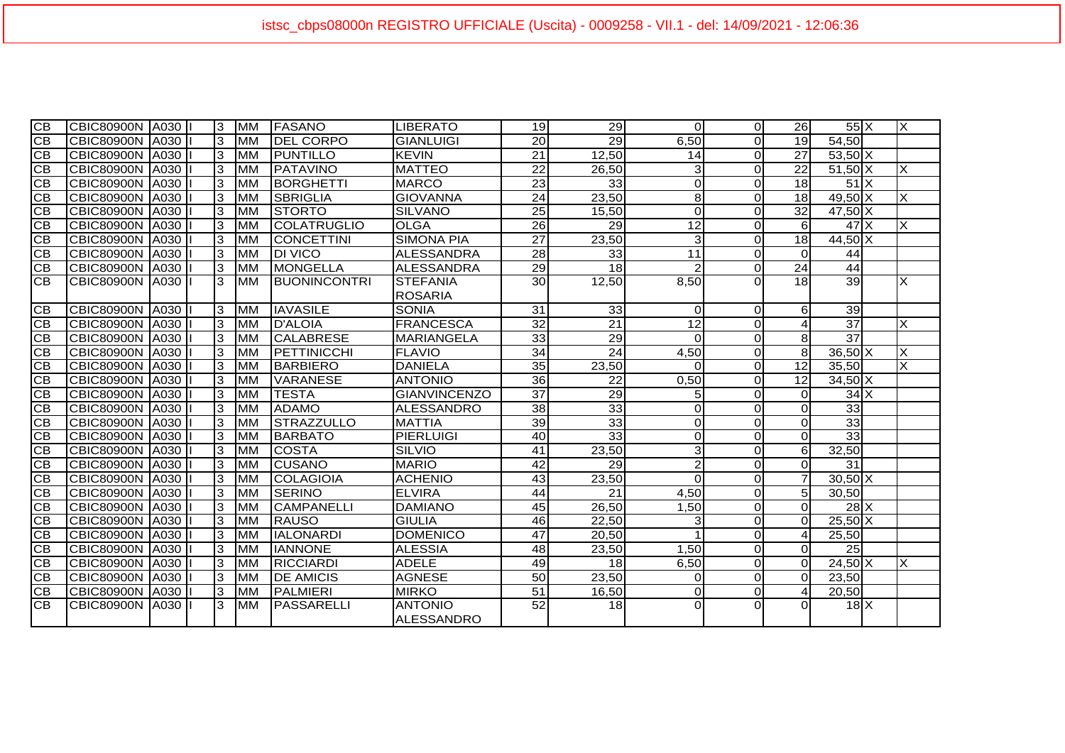| | | | | | | | | | | | | | | | |
|---|---|---|---|---|---|---|---|---|---|---|---|---|---|---|---|
| CB | CBIC80900N | A030 | I | 3 | MM | FASANO | LIBERATO | 19 | 29 | 0 | 0 | 26 | 55 | X | X |
| CB | CBIC80900N | A030 | I | 3 | MM | DEL CORPO | GIANLUIGI | 20 | 29 | 6,50 | 0 | 19 | 54,50 | | |
| CB | CBIC80900N | A030 | I | 3 | MM | PUNTILLO | KEVIN | 21 | 12,50 | 14 | 0 | 27 | 53,50 | X | |
| CB | CBIC80900N | A030 | I | 3 | MM | PATAVINO | MATTEO | 22 | 26,50 | 3 | 0 | 22 | 51,50 | X | X |
| CB | CBIC80900N | A030 | I | 3 | MM | BORGHETTI | MARCO | 23 | 33 | 0 | 0 | 18 | 51 | X | |
| CB | CBIC80900N | A030 | I | 3 | MM | SBRIGLIA | GIOVANNA | 24 | 23,50 | 8 | 0 | 18 | 49,50 | X | X |
| CB | CBIC80900N | A030 | I | 3 | MM | STORTO | SILVANO | 25 | 15,50 | 0 | 0 | 32 | 47,50 | X | |
| CB | CBIC80900N | A030 | I | 3 | MM | COLATRUGLIO | OLGA | 26 | 29 | 12 | 0 | 6 | 47 | X | X |
| CB | CBIC80900N | A030 | I | 3 | MM | CONCETTINI | SIMONA PIA | 27 | 23,50 | 3 | 0 | 18 | 44,50 | X | |
| CB | CBIC80900N | A030 | I | 3 | MM | DI VICO | ALESSANDRA | 28 | 33 | 11 | 0 | 0 | 44 | | |
| CB | CBIC80900N | A030 | I | 3 | MM | MONGELLA | ALESSANDRA | 29 | 18 | 2 | 0 | 24 | 44 | | |
| CB | CBIC80900N | A030 | I | 3 | MM | BUONINCONTRI | STEFANIA ROSARIA | 30 | 12,50 | 8,50 | 0 | 18 | 39 | | X |
| CB | CBIC80900N | A030 | I | 3 | MM | IAVASILE | SONIA | 31 | 33 | 0 | 0 | 6 | 39 | | |
| CB | CBIC80900N | A030 | I | 3 | MM | D'ALOIA | FRANCESCA | 32 | 21 | 12 | 0 | 4 | 37 | | X |
| CB | CBIC80900N | A030 | I | 3 | MM | CALABRESE | MARIANGELA | 33 | 29 | 0 | 0 | 8 | 37 | | |
| CB | CBIC80900N | A030 | I | 3 | MM | PETTINICCHI | FLAVIO | 34 | 24 | 4,50 | 0 | 8 | 36,50 | X | X |
| CB | CBIC80900N | A030 | I | 3 | MM | BARBIERO | DANIELA | 35 | 23,50 | 0 | 0 | 12 | 35,50 | | X |
| CB | CBIC80900N | A030 | I | 3 | MM | VARANESE | ANTONIO | 36 | 22 | 0,50 | 0 | 12 | 34,50 | X | |
| CB | CBIC80900N | A030 | I | 3 | MM | TESTA | GIANVINCENZO | 37 | 29 | 5 | 0 | 0 | 34 | X | |
| CB | CBIC80900N | A030 | I | 3 | MM | ADAMO | ALESSANDRO | 38 | 33 | 0 | 0 | 0 | 33 | | |
| CB | CBIC80900N | A030 | I | 3 | MM | STRAZZULLO | MATTIA | 39 | 33 | 0 | 0 | 0 | 33 | | |
| CB | CBIC80900N | A030 | I | 3 | MM | BARBATO | PIERLUIGI | 40 | 33 | 0 | 0 | 0 | 33 | | |
| CB | CBIC80900N | A030 | I | 3 | MM | COSTA | SILVIO | 41 | 23,50 | 3 | 0 | 6 | 32,50 | | |
| CB | CBIC80900N | A030 | I | 3 | MM | CUSANO | MARIO | 42 | 29 | 2 | 0 | 0 | 31 | | |
| CB | CBIC80900N | A030 | I | 3 | MM | COLAGIOIA | ACHENIO | 43 | 23,50 | 0 | 0 | 7 | 30,50 | X | |
| CB | CBIC80900N | A030 | I | 3 | MM | SERINO | ELVIRA | 44 | 21 | 4,50 | 0 | 5 | 30,50 | | |
| CB | CBIC80900N | A030 | I | 3 | MM | CAMPANELLI | DAMIANO | 45 | 26,50 | 1,50 | 0 | 0 | 28 | X | |
| CB | CBIC80900N | A030 | I | 3 | MM | RAUSO | GIULIA | 46 | 22,50 | 3 | 0 | 0 | 25,50 | X | |
| CB | CBIC80900N | A030 | I | 3 | MM | IALONARDI | DOMENICO | 47 | 20,50 | 1 | 0 | 4 | 25,50 | | |
| CB | CBIC80900N | A030 | I | 3 | MM | IANNONE | ALESSIA | 48 | 23,50 | 1,50 | 0 | 0 | 25 | | |
| CB | CBIC80900N | A030 | I | 3 | MM | RICCIARDI | ADELE | 49 | 18 | 6,50 | 0 | 0 | 24,50 | X | X |
| CB | CBIC80900N | A030 | I | 3 | MM | DE AMICIS | AGNESE | 50 | 23,50 | 0 | 0 | 0 | 23,50 | | |
| CB | CBIC80900N | A030 | I | 3 | MM | PALMIERI | MIRKO | 51 | 16,50 | 0 | 0 | 4 | 20,50 | | |
| CB | CBIC80900N | A030 | I | 3 | MM | PASSARELLI | ANTONIO ALESSANDRO | 52 | 18 | 0 | 0 | 0 | 18 | X | |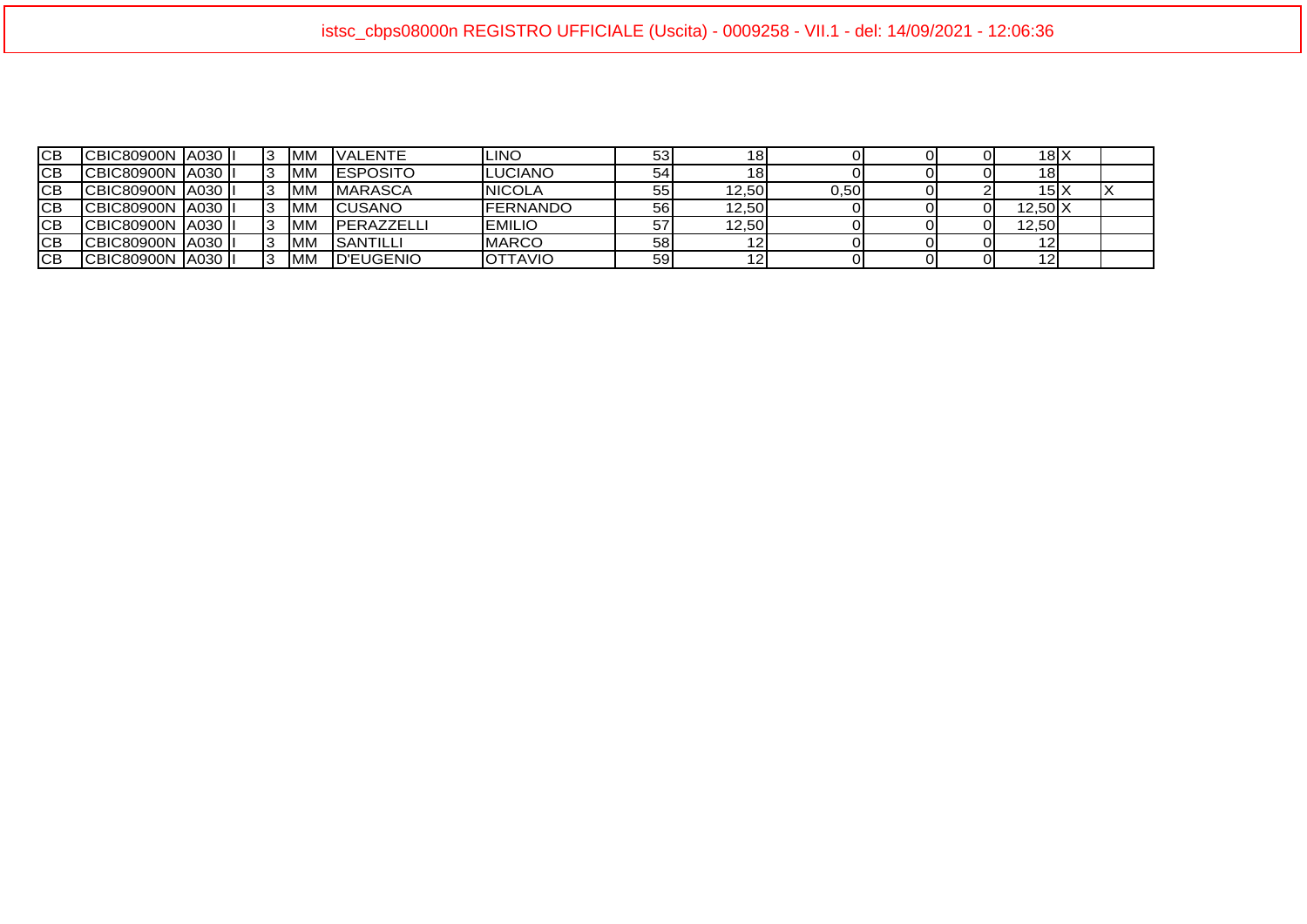| | | | | | | | | | | | | | | | |
|---|---|---|---|---|---|---|---|---|---|---|---|---|---|---|---|
| CB | CBIC80900N | A030 | I | 3 | MM | VALENTE | LINO | 53 | 18 | 0 | 0 | 0 | 18 | X | |
| CB | CBIC80900N | A030 | I | 3 | MM | ESPOSITO | LUCIANO | 54 | 18 | 0 | 0 | 0 | 18 | | |
| CB | CBIC80900N | A030 | I | 3 | MM | MARASCA | NICOLA | 55 | 12,50 | 0,50 | 0 | 2 | 15 | X | X |
| CB | CBIC80900N | A030 | I | 3 | MM | CUSANO | FERNANDO | 56 | 12,50 | 0 | 0 | 0 | 12,50 | X | |
| CB | CBIC80900N | A030 | I | 3 | MM | PERAZZELLI | EMILIO | 57 | 12,50 | 0 | 0 | 0 | 12,50 | | |
| CB | CBIC80900N | A030 | I | 3 | MM | SANTILLI | MARCO | 58 | 12 | 0 | 0 | 0 | 12 | | |
| CB | CBIC80900N | A030 | I | 3 | MM | D'EUGENIO | OTTAVIO | 59 | 12 | 0 | 0 | 0 | 12 | | |